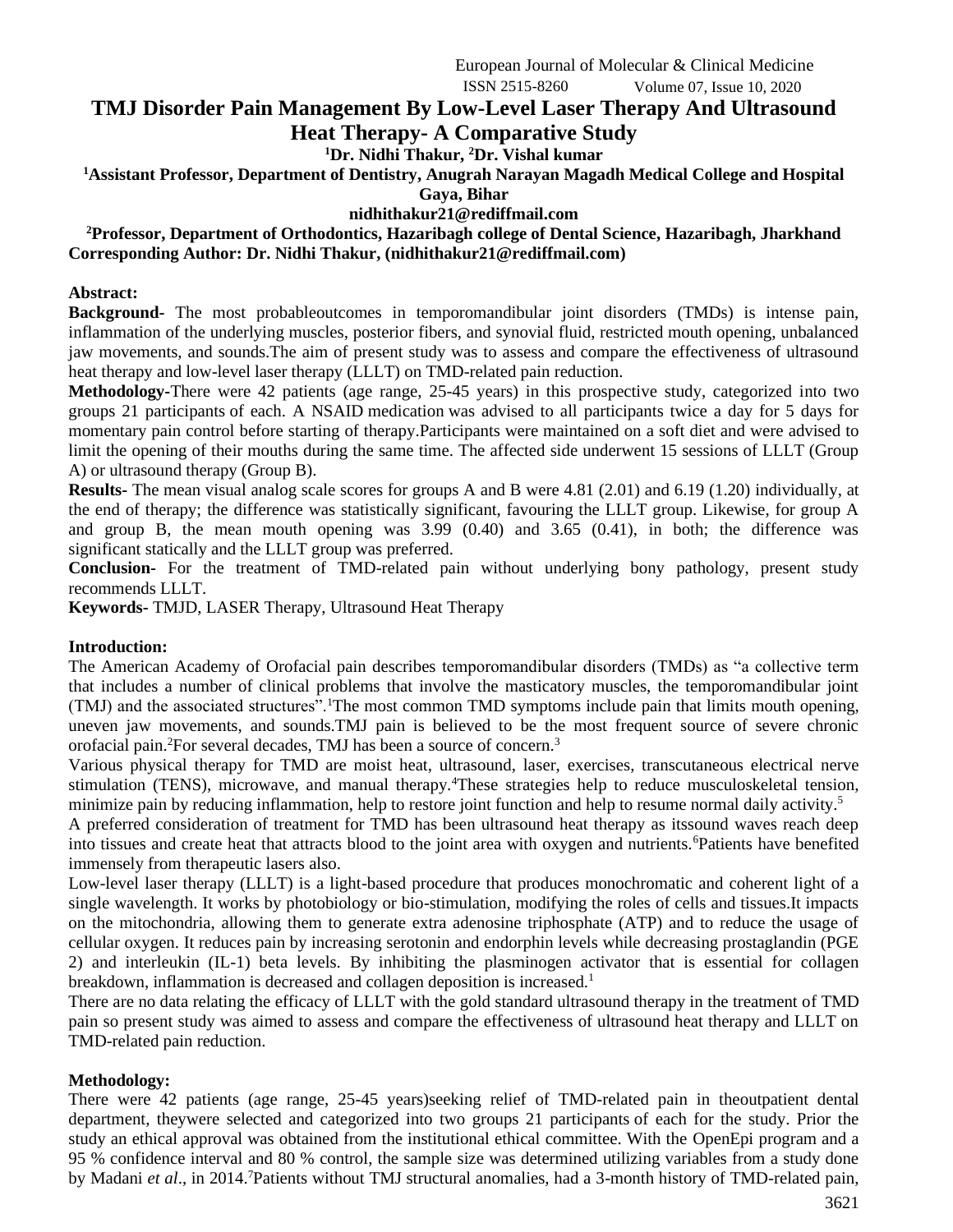# TMJ Disorder Pain Management By Low-Level Laser Therapy And Ultrasound Heat Therapy- A Comparative Study

**[1]Dr. Nidhi Thakur, [2]Dr. Vishal kumar**

**[1]Assistant Professor, Department of Dentistry, Anugrah Narayan Magadh Medical College and Hospital Gaya, Bihar**

**nidhithakur21@rediffmail.com**

**[2]Professor, Department of Orthodontics, Hazaribagh college of Dental Science, Hazaribagh, Jharkhand**

**Corresponding Author: Dr. Nidhi Thakur, (nidhithakur21@rediffmail.com)**

**Abstract:**

**Background-** The most probableoutcomes in temporomandibular joint disorders (TMDs) is intense pain, inflammation of the underlying muscles, posterior fibers, and synovial fluid, restricted mouth opening, unbalanced jaw movements, and sounds.The aim of present study was to assess and compare the effectiveness of ultrasound heat therapy and low-level laser therapy (LLLT) on TMD-related pain reduction.

**Methodology-**There were 42 patients (age range, 25-45 years) in this prospective study, categorized into two groups 21 participants of each. A NSAID medication was advised to all participants twice a day for 5 days for momentary pain control before starting of therapy.Participants were maintained on a soft diet and were advised to limit the opening of their mouths during the same time. The affected side underwent 15 sessions of LLLT (Group A) or ultrasound therapy (Group B).

**Results-** The mean visual analog scale scores for groups A and B were 4.81 (2.01) and 6.19 (1.20) individually, at the end of therapy; the difference was statistically significant, favouring the LLLT group. Likewise, for group A and group B, the mean mouth opening was 3.99 (0.40) and 3.65 (0.41), in both; the difference was significant statically and the LLLT group was preferred.

**Conclusion-** For the treatment of TMD-related pain without underlying bony pathology, present study recommends LLLT.

**Keywords-** TMJD, LASER Therapy, Ultrasound Heat Therapy

**Introduction:**

The American Academy of Orofacial pain describes temporomandibular disorders (TMDs) as "a collective term that includes a number of clinical problems that involve the masticatory muscles, the temporomandibular joint (TMJ) and the associated structures".[1]The most common TMD symptoms include pain that limits mouth opening, uneven jaw movements, and sounds.TMJ pain is believed to be the most frequent source of severe chronic orofacial pain.[2]For several decades, TMJ has been a source of concern.[3]

Various physical therapy for TMD are moist heat, ultrasound, laser, exercises, transcutaneous electrical nerve stimulation (TENS), microwave, and manual therapy.[4]These strategies help to reduce musculoskeletal tension, minimize pain by reducing inflammation, help to restore joint function and help to resume normal daily activity.[5]

A preferred consideration of treatment for TMD has been ultrasound heat therapy as itssound waves reach deep into tissues and create heat that attracts blood to the joint area with oxygen and nutrients.[6]Patients have benefited immensely from therapeutic lasers also.

Low-level laser therapy (LLLT) is a light-based procedure that produces monochromatic and coherent light of a single wavelength. It works by photobiology or bio-stimulation, modifying the roles of cells and tissues.It impacts on the mitochondria, allowing them to generate extra adenosine triphosphate (ATP) and to reduce the usage of cellular oxygen. It reduces pain by increasing serotonin and endorphin levels while decreasing prostaglandin (PGE 2) and interleukin (IL-1) beta levels. By inhibiting the plasminogen activator that is essential for collagen breakdown, inflammation is decreased and collagen deposition is increased.[1]

There are no data relating the efficacy of LLLT with the gold standard ultrasound therapy in the treatment of TMD pain so present study was aimed to assess and compare the effectiveness of ultrasound heat therapy and LLLT on TMD-related pain reduction.

**Methodology:**

There were 42 patients (age range, 25-45 years)seeking relief of TMD-related pain in theoutpatient dental department, theywere selected and categorized into two groups 21 participants of each for the study. Prior the study an ethical approval was obtained from the institutional ethical committee. With the OpenEpi program and a 95 % confidence interval and 80 % control, the sample size was determined utilizing variables from a study done by Madani *et al*., in 2014.[7]Patients without TMJ structural anomalies, had a 3-month history of TMD-related pain,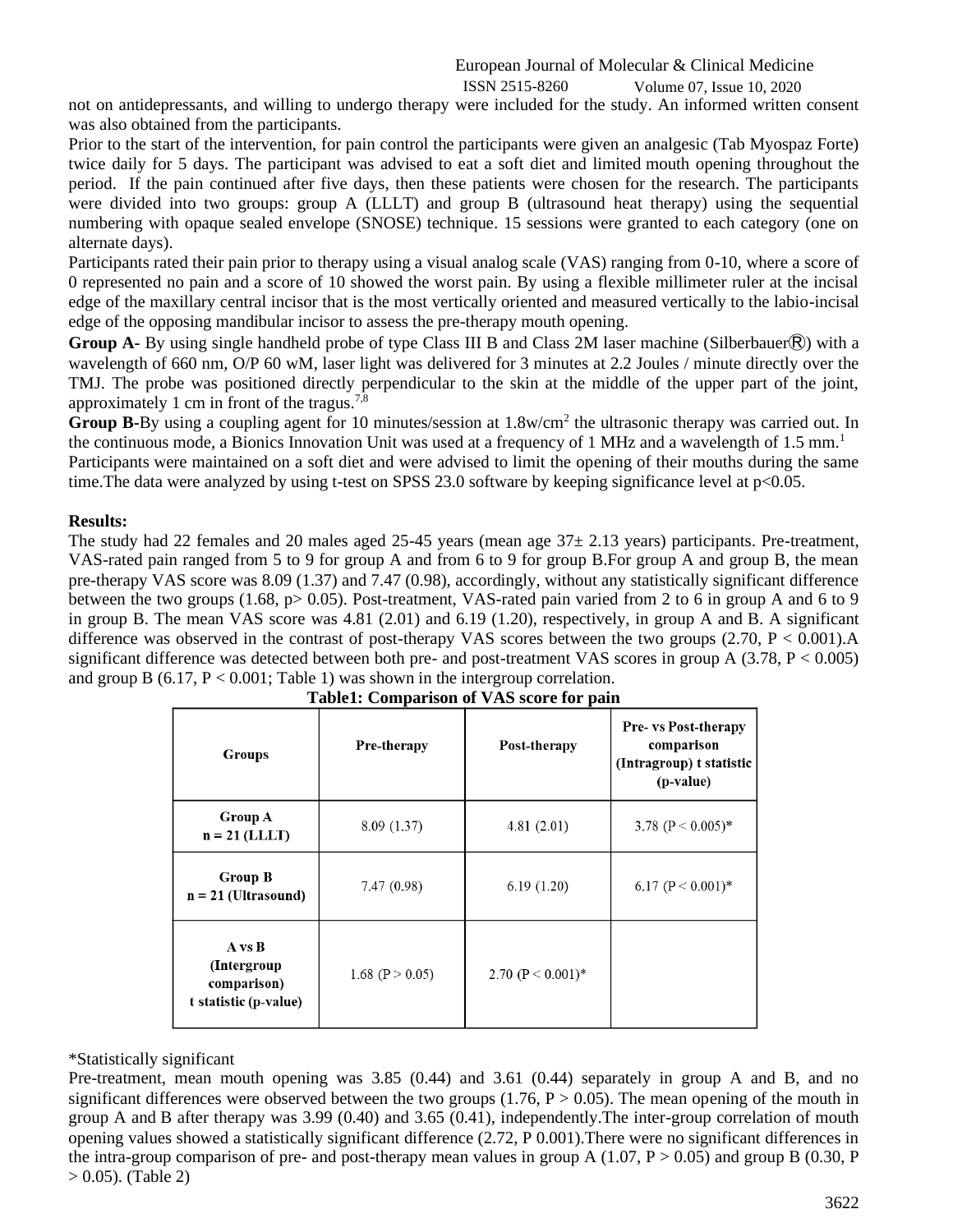not on antidepressants, and willing to undergo therapy were included for the study. An informed written consent was also obtained from the participants.

Prior to the start of the intervention, for pain control the participants were given an analgesic (Tab Myospaz Forte) twice daily for 5 days. The participant was advised to eat a soft diet and limited mouth opening throughout the period. If the pain continued after five days, then these patients were chosen for the research. The participants were divided into two groups: group A (LLLT) and group B (ultrasound heat therapy) using the sequential numbering with opaque sealed envelope (SNOSE) technique. 15 sessions were granted to each category (one on alternate days).

Participants rated their pain prior to therapy using a visual analog scale (VAS) ranging from 0-10, where a score of 0 represented no pain and a score of 10 showed the worst pain. By using a flexible millimeter ruler at the incisal edge of the maxillary central incisor that is the most vertically oriented and measured vertically to the labio-incisal edge of the opposing mandibular incisor to assess the pre-therapy mouth opening.

**Group A**- By using single handheld probe of type Class III B and Class 2M laser machine (Silberbauer®) with a wavelength of 660 nm, O/P 60 wM, laser light was delivered for 3 minutes at 2.2 Joules / minute directly over the TMJ. The probe was positioned directly perpendicular to the skin at the middle of the upper part of the joint, approximately 1 cm in front of the tragus.[7,8]

**Group B**-By using a coupling agent for 10 minutes/session at 1.8w/cm$^2$ the ultrasonic therapy was carried out. In the continuous mode, a Bionics Innovation Unit was used at a frequency of 1 MHz and a wavelength of 1.5 mm.[1]

Participants were maintained on a soft diet and were advised to limit the opening of their mouths during the same time.The data were analyzed by using t-test on SPSS 23.0 software by keeping significance level at $p<0.05$.

**Results:**

The study had 22 females and 20 males aged 25-45 years (mean age 37± 2.13 years) participants. Pre-treatment, VAS-rated pain ranged from 5 to 9 for group A and from 6 to 9 for group B.For group A and group B, the mean pre-therapy VAS score was 8.09 (1.37) and 7.47 (0.98), accordingly, without any statistically significant difference between the two groups (1.68, p> 0.05). Post-treatment, VAS-rated pain varied from 2 to 6 in group A and 6 to 9 in group B. The mean VAS score was 4.81 (2.01) and 6.19 (1.20), respectively, in group A and B. A significant difference was observed in the contrast of post-therapy VAS scores between the two groups (2.70, P < 0.001).A significant difference was detected between both pre- and post-treatment VAS scores in group A (3.78, P < 0.005) and group B (6.17, P < 0.001; Table 1) was shown in the intergroup correlation.

**Table1: Comparison of VAS score for pain**

| Groups | Pre-therapy | Post-therapy | Pre- vs Post-therapy comparison (Intragroup) t statistic (p-value) |
|---|---|---|---|
| Group A n = 21 (LLLT) | 8.09 (1.37) | 4.81 (2.01) | 3.78 (P < 0.005)* |
| Group B n = 21 (Ultrasound) | 7.47 (0.98) | 6.19 (1.20) | 6.17 (P < 0.001)* |
| A vs B (Intergroup comparison) t statistic (p-value) | 1.68 (P > 0.05) | 2.70 (P < 0.001)* | |

*Statistically significant

Pre-treatment, mean mouth opening was 3.85 (0.44) and 3.61 (0.44) separately in group A and B, and no significant differences were observed between the two groups (1.76, P > 0.05). The mean opening of the mouth in group A and B after therapy was 3.99 (0.40) and 3.65 (0.41), independently.The inter-group correlation of mouth opening values showed a statistically significant difference (2.72, P 0.001).There were no significant differences in the intra-group comparison of pre- and post-therapy mean values in group A (1.07, P > 0.05) and group B (0.30, P > 0.05). (Table 2)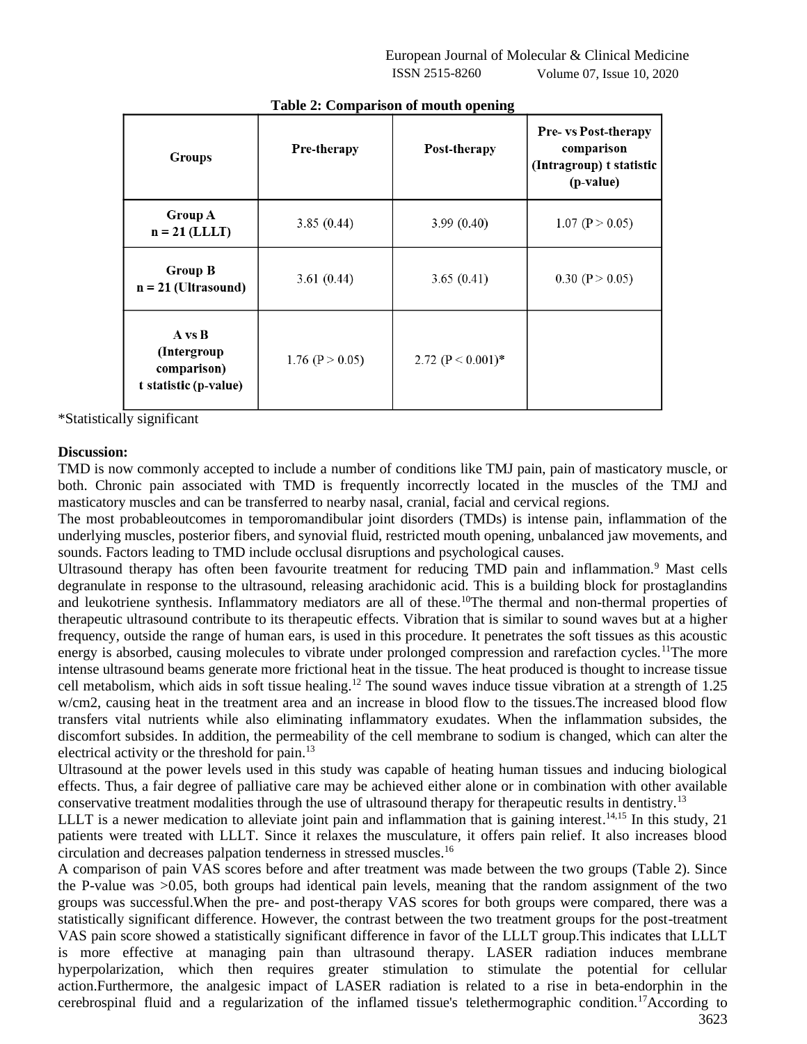**Table 2: Comparison of mouth opening**

| Groups | Pre-therapy | Post-therapy | Pre- vs Post-therapy comparison (Intragroup) t statistic (p-value) |
|---|---|---|---|
| **Group A n = 21 (LLLT)** | 3.85 (0.44) | 3.99 (0.40) | 1.07 (P > 0.05) |
| **Group B n = 21 (Ultrasound)** | 3.61 (0.44) | 3.65 (0.41) | 0.30 (P > 0.05) |
| **A vs B (Intergroup comparison) t statistic (p-value)** | 1.76 (P > 0.05) | 2.72 (P < 0.001)* | |

*Statistically significant

**Discussion:**

TMD is now commonly accepted to include a number of conditions like TMJ pain, pain of masticatory muscle, or both. Chronic pain associated with TMD is frequently incorrectly located in the muscles of the TMJ and masticatory muscles and can be transferred to nearby nasal, cranial, facial and cervical regions.

The most probableoutcomes in temporomandibular joint disorders (TMDs) is intense pain, inflammation of the underlying muscles, posterior fibers, and synovial fluid, restricted mouth opening, unbalanced jaw movements, and sounds. Factors leading to TMD include occlusal disruptions and psychological causes.

Ultrasound therapy has often been favourite treatment for reducing TMD pain and inflammation.[9] Mast cells degranulate in response to the ultrasound, releasing arachidonic acid. This is a building block for prostaglandins and leukotriene synthesis. Inflammatory mediators are all of these.[10]The thermal and non-thermal properties of therapeutic ultrasound contribute to its therapeutic effects. Vibration that is similar to sound waves but at a higher frequency, outside the range of human ears, is used in this procedure. It penetrates the soft tissues as this acoustic energy is absorbed, causing molecules to vibrate under prolonged compression and rarefaction cycles.[11]The more intense ultrasound beams generate more frictional heat in the tissue. The heat produced is thought to increase tissue cell metabolism, which aids in soft tissue healing.[12] The sound waves induce tissue vibration at a strength of 1.25 w/cm2, causing heat in the treatment area and an increase in blood flow to the tissues.The increased blood flow transfers vital nutrients while also eliminating inflammatory exudates. When the inflammation subsides, the discomfort subsides. In addition, the permeability of the cell membrane to sodium is changed, which can alter the electrical activity or the threshold for pain.[13]

Ultrasound at the power levels used in this study was capable of heating human tissues and inducing biological effects. Thus, a fair degree of palliative care may be achieved either alone or in combination with other available conservative treatment modalities through the use of ultrasound therapy for therapeutic results in dentistry.[13]

LLLT is a newer medication to alleviate joint pain and inflammation that is gaining interest.[14,15] In this study, 21 patients were treated with LLLT. Since it relaxes the musculature, it offers pain relief. It also increases blood circulation and decreases palpation tenderness in stressed muscles.[16]

A comparison of pain VAS scores before and after treatment was made between the two groups (Table 2). Since the P-value was >0.05, both groups had identical pain levels, meaning that the random assignment of the two groups was successful.When the pre- and post-therapy VAS scores for both groups were compared, there was a statistically significant difference. However, the contrast between the two treatment groups for the post-treatment VAS pain score showed a statistically significant difference in favor of the LLLT group.This indicates that LLLT is more effective at managing pain than ultrasound therapy. LASER radiation induces membrane hyperpolarization, which then requires greater stimulation to stimulate the potential for cellular action.Furthermore, the analgesic impact of LASER radiation is related to a rise in beta-endorphin in the cerebrospinal fluid and a regularization of the inflamed tissue's telethermographic condition.[17]According to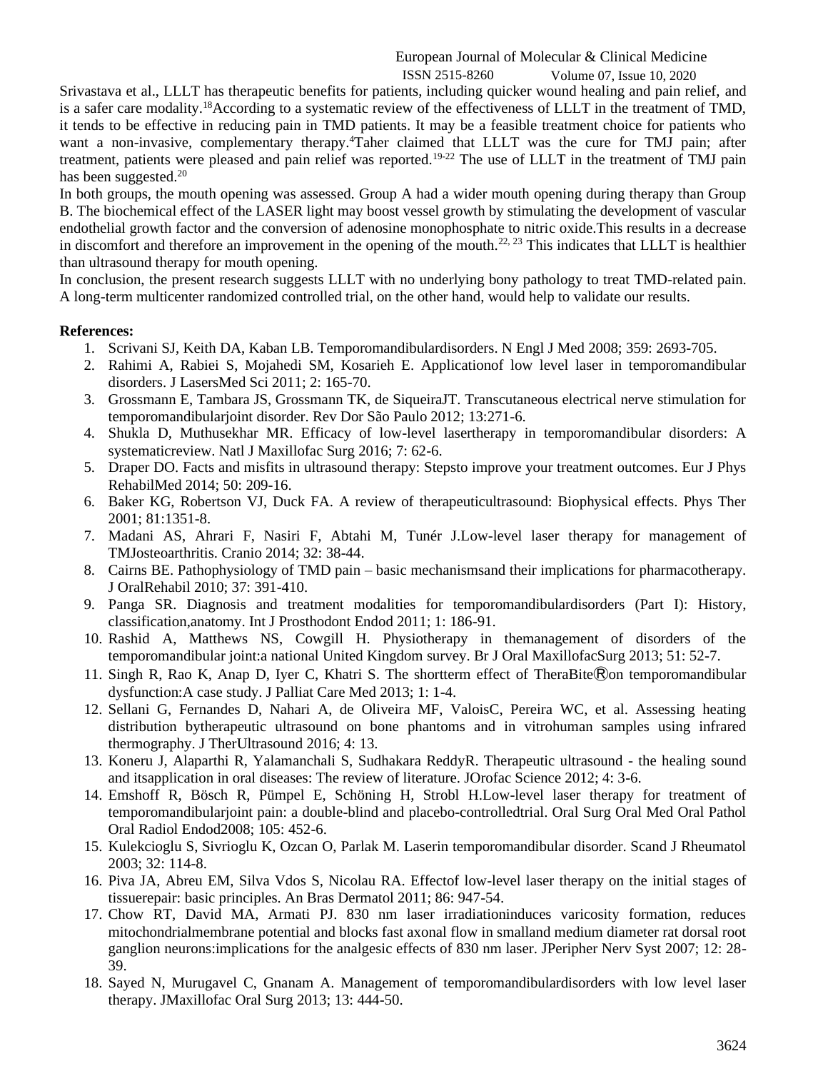Srivastava et al., LLLT has therapeutic benefits for patients, including quicker wound healing and pain relief, and is a safer care modality.[18]According to a systematic review of the effectiveness of LLLT in the treatment of TMD, it tends to be effective in reducing pain in TMD patients. It may be a feasible treatment choice for patients who want a non-invasive, complementary therapy.[4]Taher claimed that LLLT was the cure for TMJ pain; after treatment, patients were pleased and pain relief was reported.[19-22] The use of LLLT in the treatment of TMJ pain has been suggested.[20]

In both groups, the mouth opening was assessed. Group A had a wider mouth opening during therapy than Group B. The biochemical effect of the LASER light may boost vessel growth by stimulating the development of vascular endothelial growth factor and the conversion of adenosine monophosphate to nitric oxide.This results in a decrease in discomfort and therefore an improvement in the opening of the mouth.[22, 23] This indicates that LLLT is healthier than ultrasound therapy for mouth opening.

In conclusion, the present research suggests LLLT with no underlying bony pathology to treat TMD-related pain. A long-term multicenter randomized controlled trial, on the other hand, would help to validate our results.

**References:**

1. Scrivani SJ, Keith DA, Kaban LB. Temporomandibulardisorders. N Engl J Med 2008; 359: 2693-705.
2. Rahimi A, Rabiei S, Mojahedi SM, Kosarieh E. Applicationof low level laser in temporomandibular disorders. J LasersMed Sci 2011; 2: 165-70.
3. Grossmann E, Tambara JS, Grossmann TK, de SiqueiraJT. Transcutaneous electrical nerve stimulation for temporomandibularjoint disorder. Rev Dor São Paulo 2012; 13:271-6.
4. Shukla D, Muthusekhar MR. Efficacy of low-level lasertherapy in temporomandibular disorders: A systematicreview. Natl J Maxillofac Surg 2016; 7: 62-6.
5. Draper DO. Facts and misfits in ultrasound therapy: Stepsto improve your treatment outcomes. Eur J Phys RehabilMed 2014; 50: 209-16.
6. Baker KG, Robertson VJ, Duck FA. A review of therapeuticultrasound: Biophysical effects. Phys Ther 2001; 81:1351-8.
7. Madani AS, Ahrari F, Nasiri F, Abtahi M, Tunér J.Low-level laser therapy for management of TMJosteoarthritis. Cranio 2014; 32: 38-44.
8. Cairns BE. Pathophysiology of TMD pain – basic mechanismsand their implications for pharmacotherapy. J OralRehabil 2010; 37: 391-410.
9. Panga SR. Diagnosis and treatment modalities for temporomandibulardisorders (Part I): History, classification,anatomy. Int J Prosthodont Endod 2011; 1: 186-91.
10. Rashid A, Matthews NS, Cowgill H. Physiotherapy in themanagement of disorders of the temporomandibular joint:a national United Kingdom survey. Br J Oral MaxillofacSurg 2013; 51: 52-7.
11. Singh R, Rao K, Anap D, Iyer C, Khatri S. The shortterm effect of TheraBite®on temporomandibular dysfunction:A case study. J Palliat Care Med 2013; 1: 1-4.
12. Sellani G, Fernandes D, Nahari A, de Oliveira MF, ValoisC, Pereira WC, et al. Assessing heating distribution bytherapeutic ultrasound on bone phantoms and in vitrohuman samples using infrared thermography. J TherUltrasound 2016; 4: 13.
13. Koneru J, Alaparthi R, Yalamanchali S, Sudhakara ReddyR. Therapeutic ultrasound - the healing sound and itsapplication in oral diseases: The review of literature. JOrofac Science 2012; 4: 3-6.
14. Emshoff R, Bösch R, Pümpel E, Schöning H, Strobl H.Low-level laser therapy for treatment of temporomandibularjoint pain: a double-blind and placebo-controlledtrial. Oral Surg Oral Med Oral Pathol Oral Radiol Endod2008; 105: 452-6.
15. Kulekcioglu S, Sivrioglu K, Ozcan O, Parlak M. Laserin temporomandibular disorder. Scand J Rheumatol 2003; 32: 114-8.
16. Piva JA, Abreu EM, Silva Vdos S, Nicolau RA. Effectof low-level laser therapy on the initial stages of tissuerepair: basic principles. An Bras Dermatol 2011; 86: 947-54.
17. Chow RT, David MA, Armati PJ. 830 nm laser irradiationinduces varicosity formation, reduces mitochondrialmembrane potential and blocks fast axonal flow in smalland medium diameter rat dorsal root ganglion neurons:implications for the analgesic effects of 830 nm laser. JPeripher Nerv Syst 2007; 12: 28-39.
18. Sayed N, Murugavel C, Gnanam A. Management of temporomandibulardisorders with low level laser therapy. JMaxillofac Oral Surg 2013; 13: 444-50.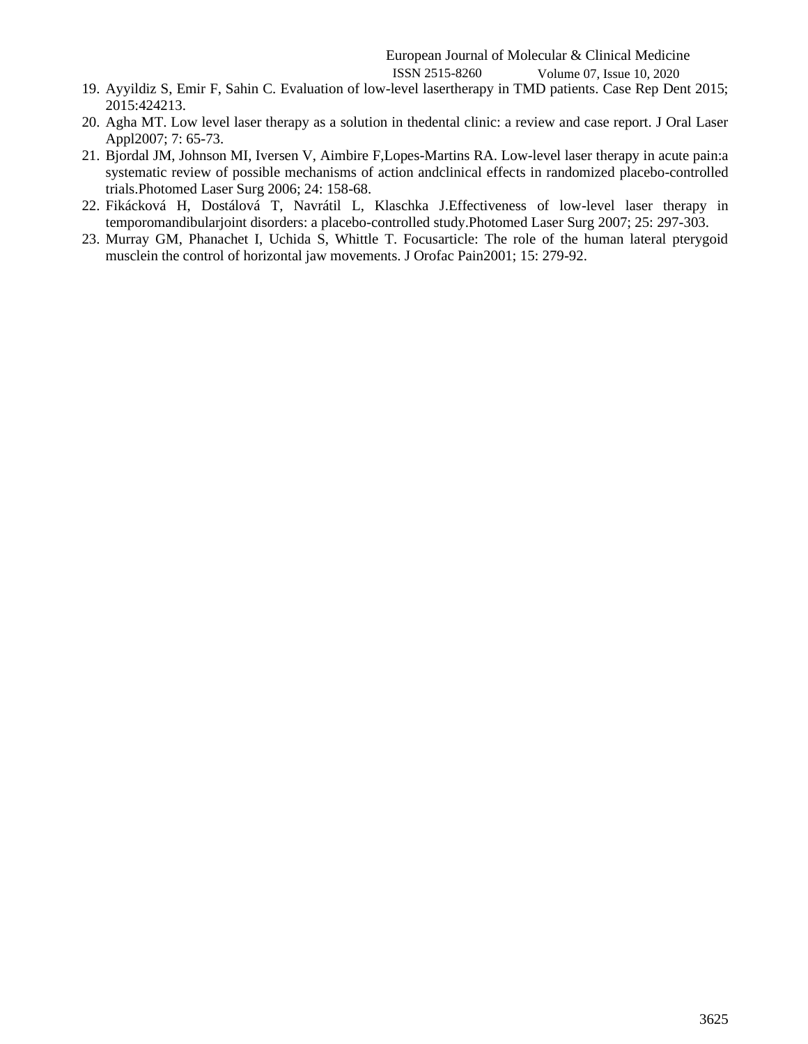19. Ayyildiz S, Emir F, Sahin C. Evaluation of low-level lasertherapy in TMD patients. Case Rep Dent 2015; 2015:424213.
20. Agha MT. Low level laser therapy as a solution in thedental clinic: a review and case report. J Oral Laser Appl2007; 7: 65-73.
21. Bjordal JM, Johnson MI, Iversen V, Aimbire F,Lopes-Martins RA. Low-level laser therapy in acute pain:a systematic review of possible mechanisms of action andclinical effects in randomized placebo-controlled trials.Photomed Laser Surg 2006; 24: 158-68.
22. Fikácková H, Dostálová T, Navrátil L, Klaschka J.Effectiveness of low-level laser therapy in temporomandibularjoint disorders: a placebo-controlled study.Photomed Laser Surg 2007; 25: 297-303.
23. Murray GM, Phanachet I, Uchida S, Whittle T. Focusarticle: The role of the human lateral pterygoid musclein the control of horizontal jaw movements. J Orofac Pain2001; 15: 279-92.